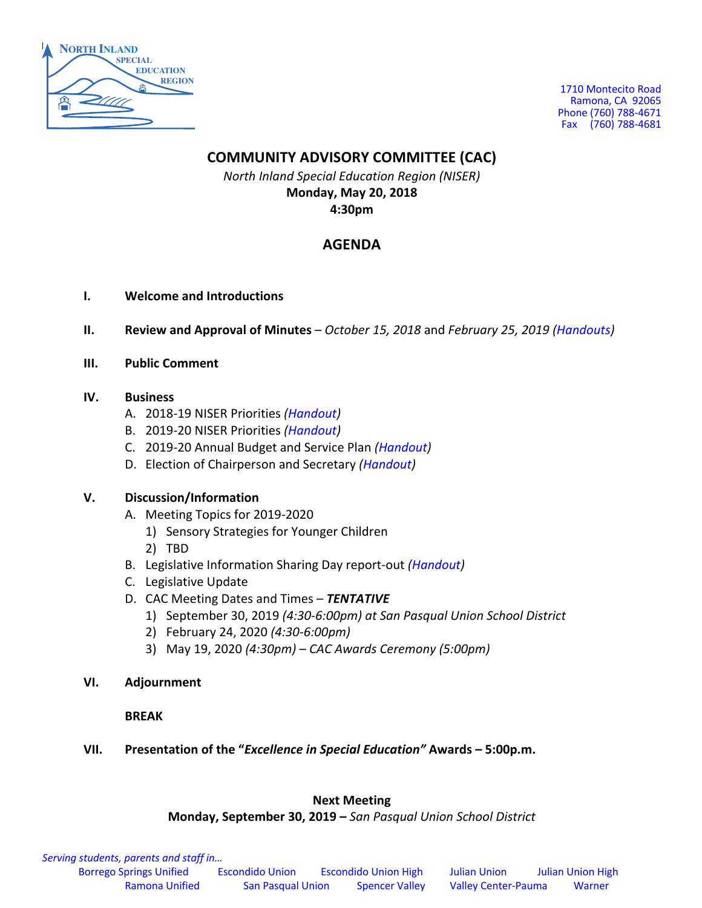NORTH INLAND SPECIAL EDUCATION REGION

1710 Montecito Road
Ramona, CA 92065
Phone (760) 788-4671
Fax (760) 788-4681

# COMMUNITY ADVISORY COMMITTEE (CAC)

*North Inland Special Education Region (NISER)*
**Monday, May 20, 2018**
**4:30pm**

## AGENDA

**I. Welcome and Introductions**

**II. Review and Approval of Minutes** – *October 15, 2018* and *February 25, 2019 (Handouts)*

**III. Public Comment**

**IV. Business**

A. 2018-19 NISER Priorities *(Handout)*
B. 2019-20 NISER Priorities *(Handout)*
C. 2019-20 Annual Budget and Service Plan *(Handout)*
D. Election of Chairperson and Secretary *(Handout)*

**V. Discussion/Information**

A. Meeting Topics for 2019-2020
   1) Sensory Strategies for Younger Children
   2) TBD
B. Legislative Information Sharing Day report-out *(Handout)*
C. Legislative Update
D. CAC Meeting Dates and Times – ***TENTATIVE***
   1) September 30, 2019 *(4:30-6:00pm) at San Pasqual Union School District*
   2) February 24, 2020 *(4:30-6:00pm)*
   3) May 19, 2020 *(4:30pm) – CAC Awards Ceremony (5:00pm)*

**VI. Adjournment**

**BREAK**

**VII. Presentation of the "*Excellence in Special Education*" Awards – 5:00p.m.**

**Next Meeting**
**Monday, September 30, 2019 –** *San Pasqual Union School District*

*Serving students, parents and staff in…*
Borrego Springs Unified, Escondido Union, Escondido Union High, Julian Union, Julian Union High, Ramona Unified, San Pasqual Union, Spencer Valley, Valley Center-Pauma, Warner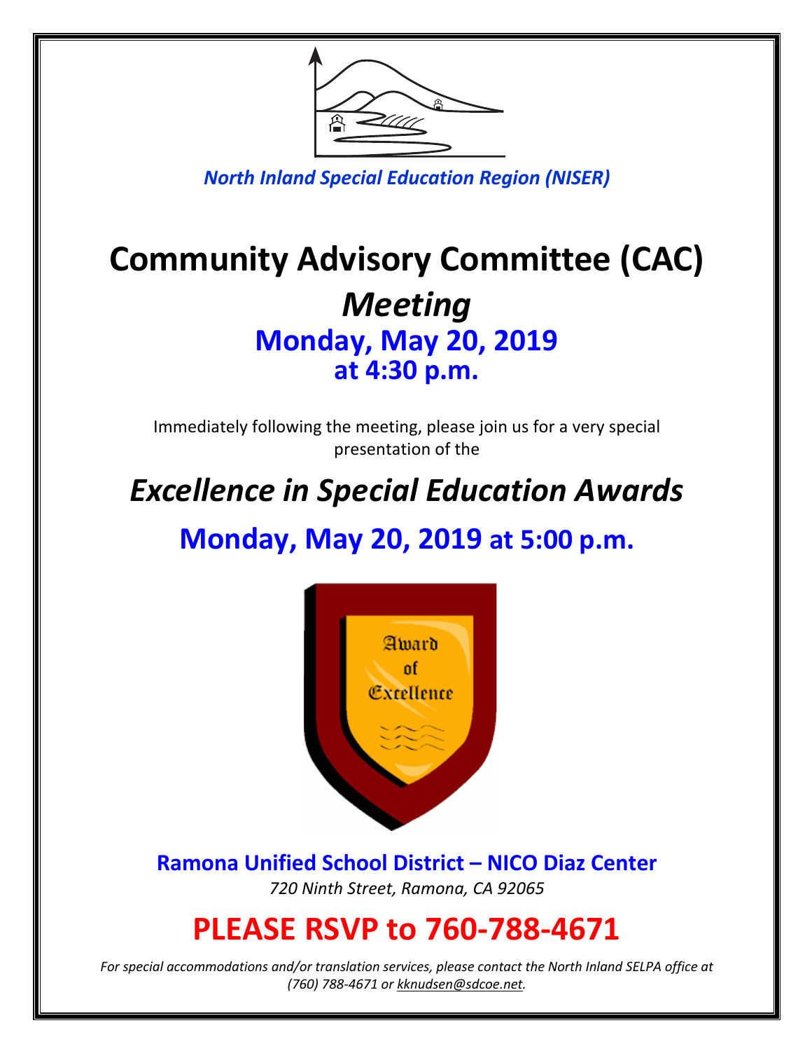*North Inland Special Education Region (NISER)*

# Community Advisory Committee (CAC)

## *Meeting*

## Monday, May 20, 2019
## at 4:30 p.m.

Immediately following the meeting, please join us for a very special presentation of the

# *Excellence in Special Education Awards*

## Monday, May 20, 2019 at 5:00 p.m.

**Ramona Unified School District – NICO Diaz Center**

*720 Ninth Street, Ramona, CA 92065*

# PLEASE RSVP to 760-788-4671

*For special accommodations and/or translation services, please contact the North Inland SELPA office at (760) 788-4671 or kknudsen@sdcoe.net.*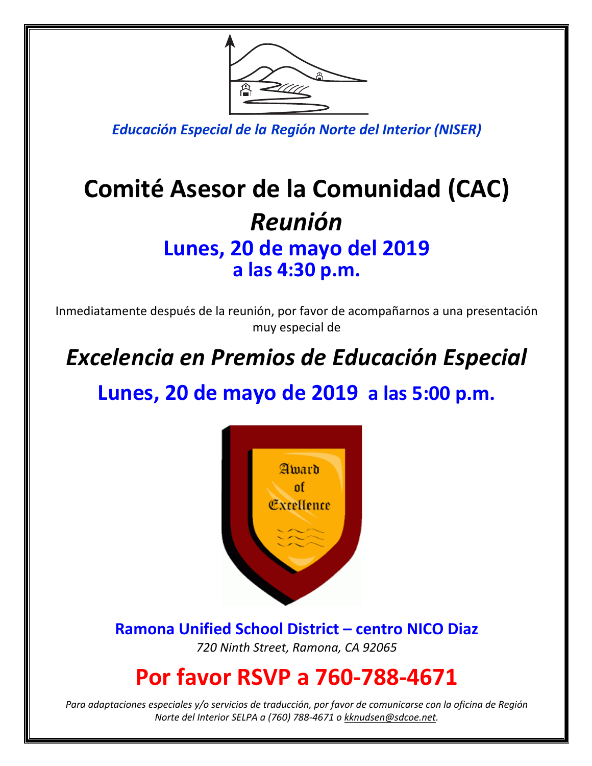*Educación Especial de la Región Norte del Interior (NISER)*

# Comité Asesor de la Comunidad (CAC)

## *Reunión*

**Lunes, 20 de mayo del 2019**
**a las 4:30 p.m.**

Inmediatamente después de la reunión, por favor de acompañarnos a una presentación muy especial de

## *Excelencia en Premios de Educación Especial*

**Lunes, 20 de mayo de 2019 a las 5:00 p.m.**

**Ramona Unified School District – centro NICO Diaz**
*720 Ninth Street, Ramona, CA 92065*

## Por favor RSVP a 760-788-4671

*Para adaptaciones especiales y/o servicios de traducción, por favor de comunicarse con la oficina de Región Norte del Interior SELPA a (760) 788-4671 o kknudsen@sdcoe.net.*